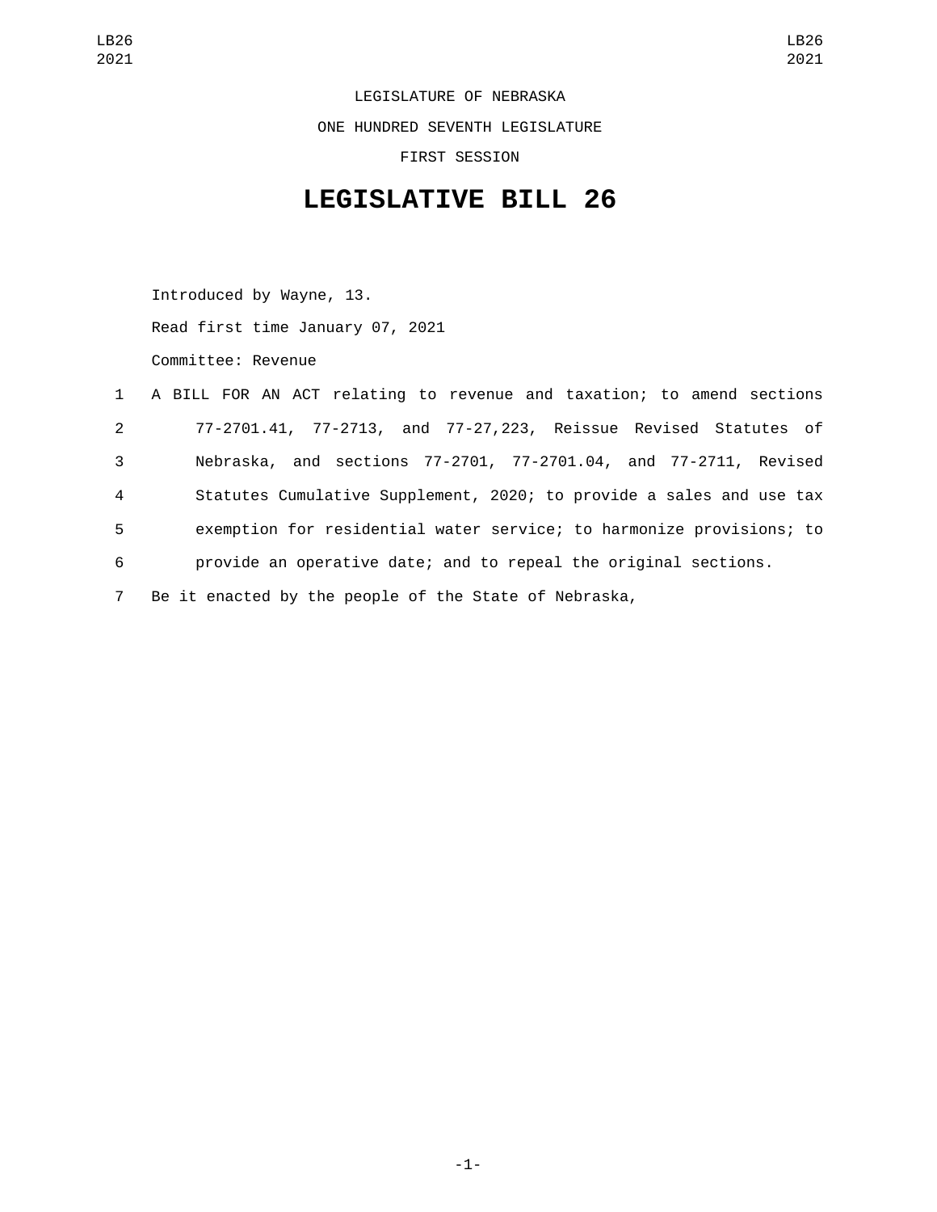LEGISLATURE OF NEBRASKA

ONE HUNDRED SEVENTH LEGISLATURE

FIRST SESSION

# LEGISLATIVE BILL 26

Introduced by Wayne, 13.

Read first time January 07, 2021

Committee: Revenue

A BILL FOR AN ACT relating to revenue and taxation; to amend sections 77-2701.41, 77-2713, and 77-27,223, Reissue Revised Statutes of Nebraska, and sections 77-2701, 77-2701.04, and 77-2711, Revised Statutes Cumulative Supplement, 2020; to provide a sales and use tax exemption for residential water service; to harmonize provisions; to provide an operative date; and to repeal the original sections.

Be it enacted by the people of the State of Nebraska,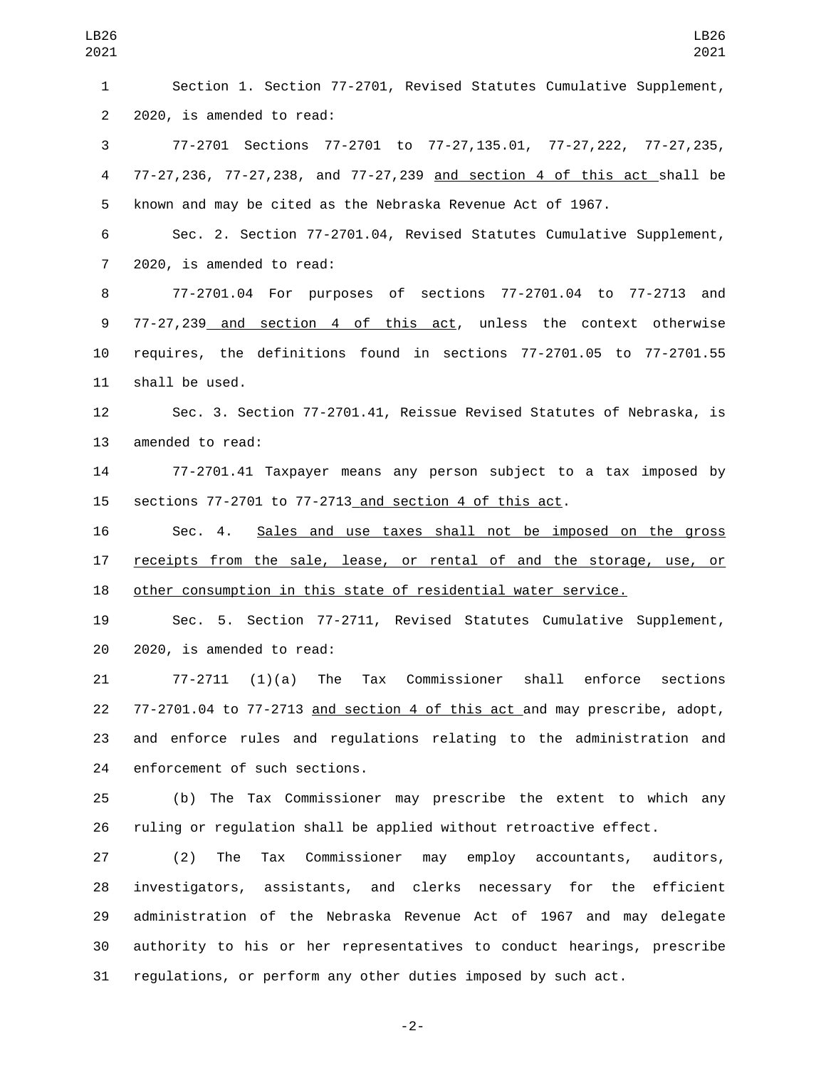Section 1. Section 77-2701, Revised Statutes Cumulative Supplement, 2020, is amended to read:

77-2701 Sections 77-2701 to 77-27,135.01, 77-27,222, 77-27,235, 77-27,236, 77-27,238, and 77-27,239 and section 4 of this act shall be known and may be cited as the Nebraska Revenue Act of 1967.

Sec. 2. Section 77-2701.04, Revised Statutes Cumulative Supplement, 2020, is amended to read:

77-2701.04 For purposes of sections 77-2701.04 to 77-2713 and 77-27,239 and section 4 of this act, unless the context otherwise requires, the definitions found in sections 77-2701.05 to 77-2701.55 shall be used.

Sec. 3. Section 77-2701.41, Reissue Revised Statutes of Nebraska, is amended to read:

77-2701.41 Taxpayer means any person subject to a tax imposed by sections 77-2701 to 77-2713 and section 4 of this act.

Sec. 4. Sales and use taxes shall not be imposed on the gross receipts from the sale, lease, or rental of and the storage, use, or other consumption in this state of residential water service.

Sec. 5. Section 77-2711, Revised Statutes Cumulative Supplement, 2020, is amended to read:

77-2711 (1)(a) The Tax Commissioner shall enforce sections 77-2701.04 to 77-2713 and section 4 of this act and may prescribe, adopt, and enforce rules and regulations relating to the administration and enforcement of such sections.

(b) The Tax Commissioner may prescribe the extent to which any ruling or regulation shall be applied without retroactive effect.

(2) The Tax Commissioner may employ accountants, auditors, investigators, assistants, and clerks necessary for the efficient administration of the Nebraska Revenue Act of 1967 and may delegate authority to his or her representatives to conduct hearings, prescribe regulations, or perform any other duties imposed by such act.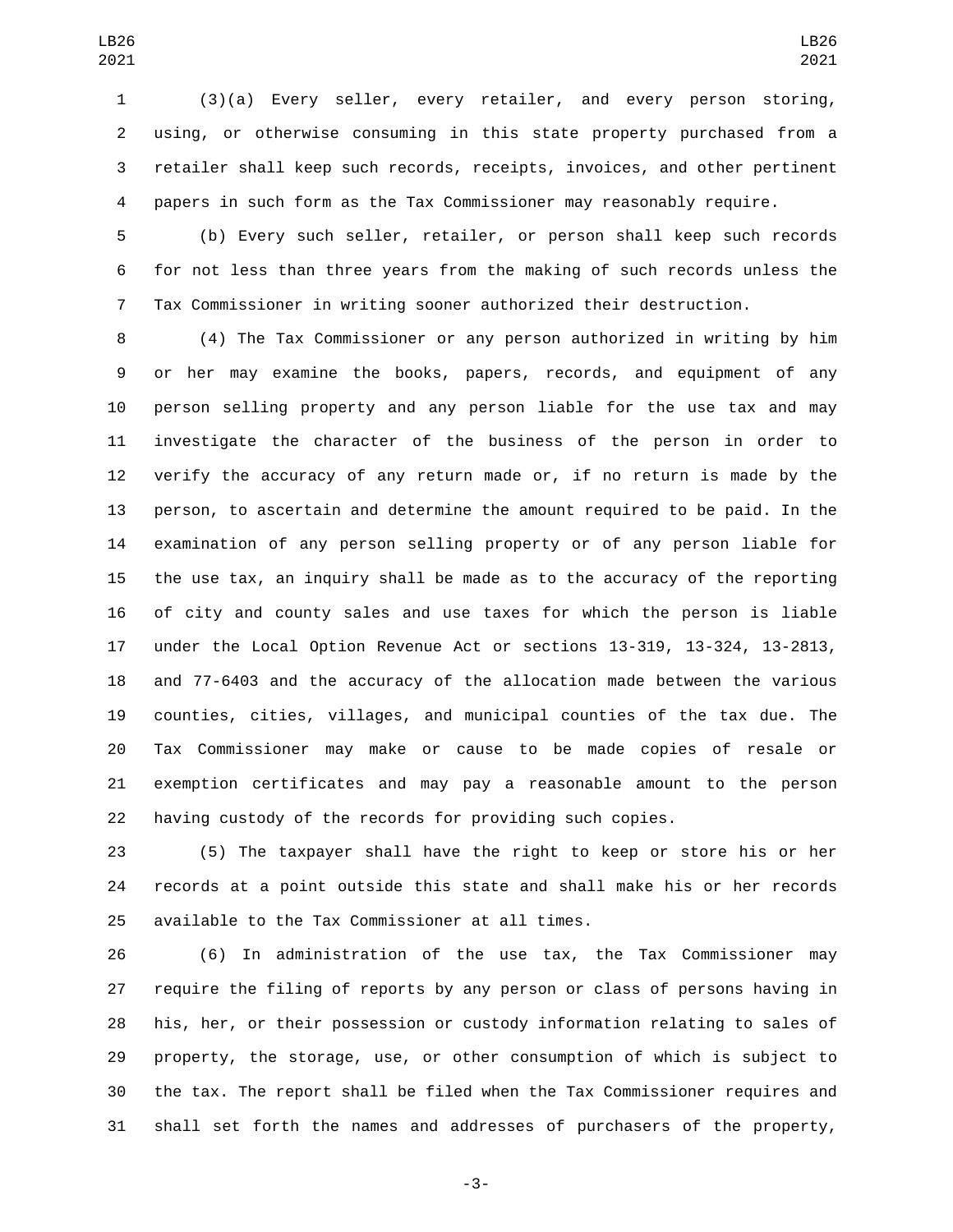(3)(a) Every seller, every retailer, and every person storing, using, or otherwise consuming in this state property purchased from a retailer shall keep such records, receipts, invoices, and other pertinent papers in such form as the Tax Commissioner may reasonably require.

(b) Every such seller, retailer, or person shall keep such records for not less than three years from the making of such records unless the Tax Commissioner in writing sooner authorized their destruction.

(4) The Tax Commissioner or any person authorized in writing by him or her may examine the books, papers, records, and equipment of any person selling property and any person liable for the use tax and may investigate the character of the business of the person in order to verify the accuracy of any return made or, if no return is made by the person, to ascertain and determine the amount required to be paid. In the examination of any person selling property or of any person liable for the use tax, an inquiry shall be made as to the accuracy of the reporting of city and county sales and use taxes for which the person is liable under the Local Option Revenue Act or sections 13-319, 13-324, 13-2813, and 77-6403 and the accuracy of the allocation made between the various counties, cities, villages, and municipal counties of the tax due. The Tax Commissioner may make or cause to be made copies of resale or exemption certificates and may pay a reasonable amount to the person having custody of the records for providing such copies.

(5) The taxpayer shall have the right to keep or store his or her records at a point outside this state and shall make his or her records available to the Tax Commissioner at all times.

(6) In administration of the use tax, the Tax Commissioner may require the filing of reports by any person or class of persons having in his, her, or their possession or custody information relating to sales of property, the storage, use, or other consumption of which is subject to the tax. The report shall be filed when the Tax Commissioner requires and shall set forth the names and addresses of purchasers of the property,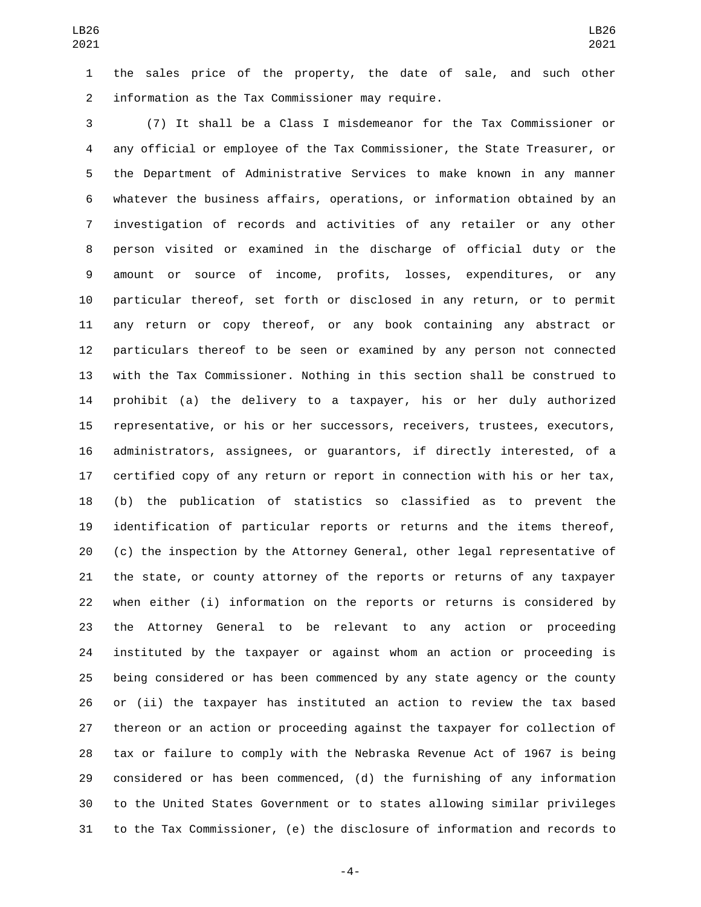the sales price of the property, the date of sale, and such other information as the Tax Commissioner may require.

(7) It shall be a Class I misdemeanor for the Tax Commissioner or any official or employee of the Tax Commissioner, the State Treasurer, or the Department of Administrative Services to make known in any manner whatever the business affairs, operations, or information obtained by an investigation of records and activities of any retailer or any other person visited or examined in the discharge of official duty or the amount or source of income, profits, losses, expenditures, or any particular thereof, set forth or disclosed in any return, or to permit any return or copy thereof, or any book containing any abstract or particulars thereof to be seen or examined by any person not connected with the Tax Commissioner. Nothing in this section shall be construed to prohibit (a) the delivery to a taxpayer, his or her duly authorized representative, or his or her successors, receivers, trustees, executors, administrators, assignees, or guarantors, if directly interested, of a certified copy of any return or report in connection with his or her tax, (b) the publication of statistics so classified as to prevent the identification of particular reports or returns and the items thereof, (c) the inspection by the Attorney General, other legal representative of the state, or county attorney of the reports or returns of any taxpayer when either (i) information on the reports or returns is considered by the Attorney General to be relevant to any action or proceeding instituted by the taxpayer or against whom an action or proceeding is being considered or has been commenced by any state agency or the county or (ii) the taxpayer has instituted an action to review the tax based thereon or an action or proceeding against the taxpayer for collection of tax or failure to comply with the Nebraska Revenue Act of 1967 is being considered or has been commenced, (d) the furnishing of any information to the United States Government or to states allowing similar privileges to the Tax Commissioner, (e) the disclosure of information and records to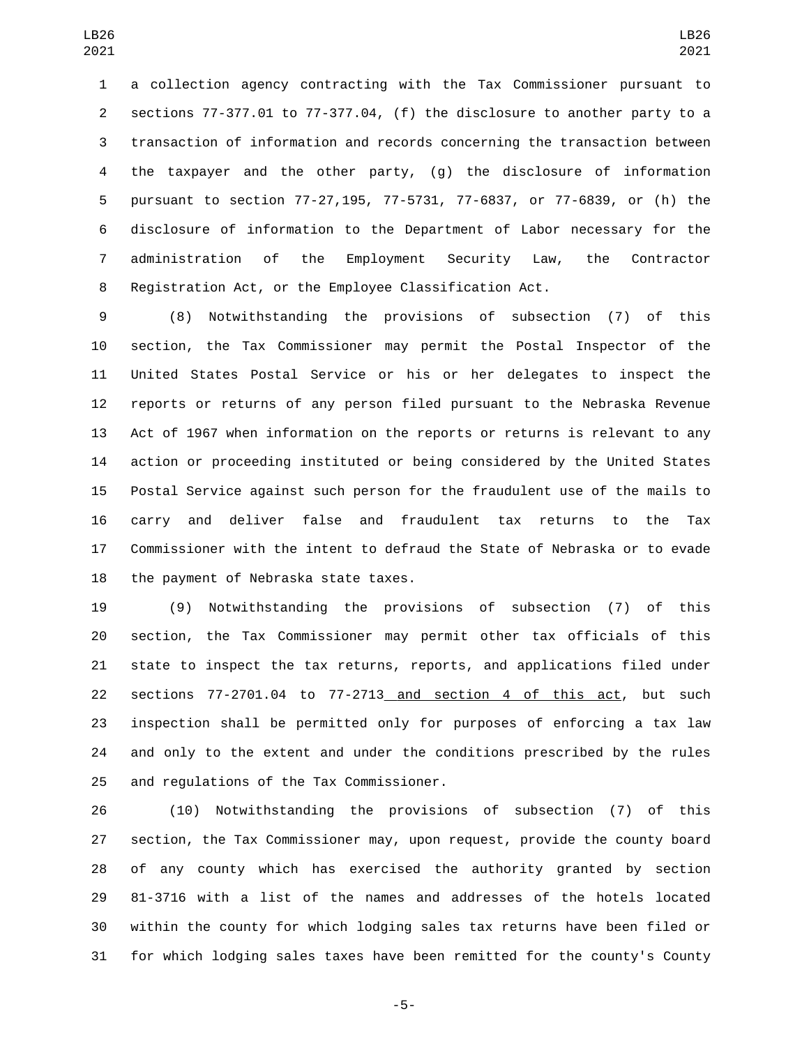a collection agency contracting with the Tax Commissioner pursuant to sections 77-377.01 to 77-377.04, (f) the disclosure to another party to a transaction of information and records concerning the transaction between the taxpayer and the other party, (g) the disclosure of information pursuant to section 77-27,195, 77-5731, 77-6837, or 77-6839, or (h) the disclosure of information to the Department of Labor necessary for the administration of the Employment Security Law, the Contractor Registration Act, or the Employee Classification Act.

(8) Notwithstanding the provisions of subsection (7) of this section, the Tax Commissioner may permit the Postal Inspector of the United States Postal Service or his or her delegates to inspect the reports or returns of any person filed pursuant to the Nebraska Revenue Act of 1967 when information on the reports or returns is relevant to any action or proceeding instituted or being considered by the United States Postal Service against such person for the fraudulent use of the mails to carry and deliver false and fraudulent tax returns to the Tax Commissioner with the intent to defraud the State of Nebraska or to evade the payment of Nebraska state taxes.

(9) Notwithstanding the provisions of subsection (7) of this section, the Tax Commissioner may permit other tax officials of this state to inspect the tax returns, reports, and applications filed under sections 77-2701.04 to 77-2713 and section 4 of this act, but such inspection shall be permitted only for purposes of enforcing a tax law and only to the extent and under the conditions prescribed by the rules and regulations of the Tax Commissioner.

(10) Notwithstanding the provisions of subsection (7) of this section, the Tax Commissioner may, upon request, provide the county board of any county which has exercised the authority granted by section 81-3716 with a list of the names and addresses of the hotels located within the county for which lodging sales tax returns have been filed or for which lodging sales taxes have been remitted for the county's County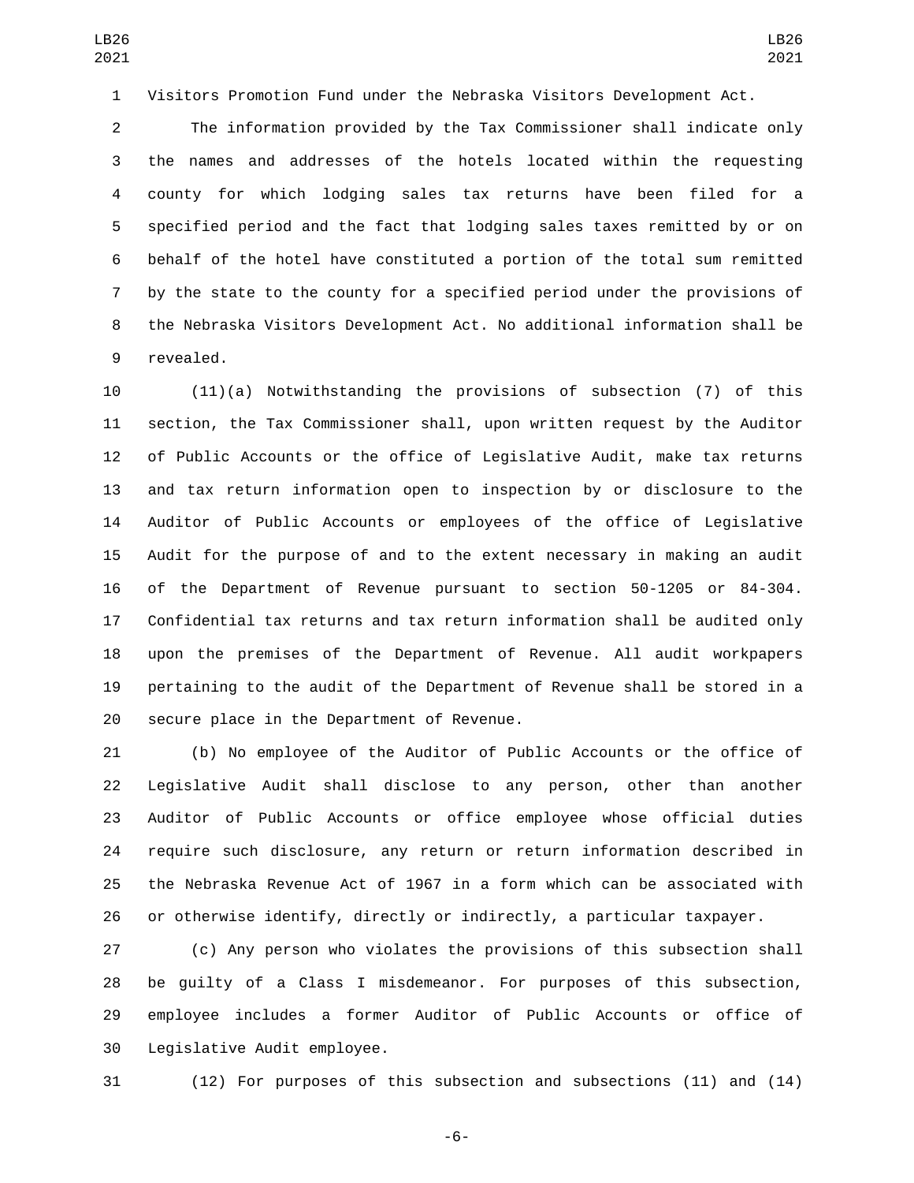Visitors Promotion Fund under the Nebraska Visitors Development Act.

The information provided by the Tax Commissioner shall indicate only the names and addresses of the hotels located within the requesting county for which lodging sales tax returns have been filed for a specified period and the fact that lodging sales taxes remitted by or on behalf of the hotel have constituted a portion of the total sum remitted by the state to the county for a specified period under the provisions of the Nebraska Visitors Development Act. No additional information shall be revealed.

(11)(a) Notwithstanding the provisions of subsection (7) of this section, the Tax Commissioner shall, upon written request by the Auditor of Public Accounts or the office of Legislative Audit, make tax returns and tax return information open to inspection by or disclosure to the Auditor of Public Accounts or employees of the office of Legislative Audit for the purpose of and to the extent necessary in making an audit of the Department of Revenue pursuant to section 50-1205 or 84-304. Confidential tax returns and tax return information shall be audited only upon the premises of the Department of Revenue. All audit workpapers pertaining to the audit of the Department of Revenue shall be stored in a secure place in the Department of Revenue.

(b) No employee of the Auditor of Public Accounts or the office of Legislative Audit shall disclose to any person, other than another Auditor of Public Accounts or office employee whose official duties require such disclosure, any return or return information described in the Nebraska Revenue Act of 1967 in a form which can be associated with or otherwise identify, directly or indirectly, a particular taxpayer.

(c) Any person who violates the provisions of this subsection shall be guilty of a Class I misdemeanor. For purposes of this subsection, employee includes a former Auditor of Public Accounts or office of Legislative Audit employee.

(12) For purposes of this subsection and subsections (11) and (14)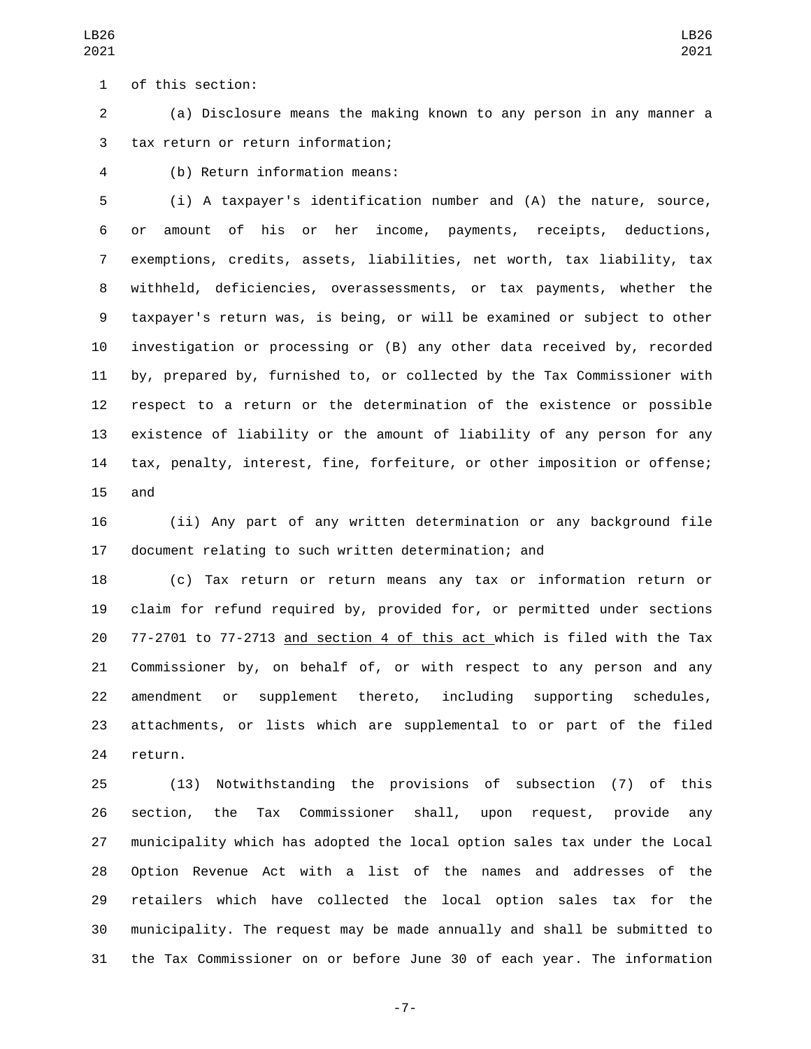of this section:

(a) Disclosure means the making known to any person in any manner a tax return or return information;

(b) Return information means:

(i) A taxpayer's identification number and (A) the nature, source, or amount of his or her income, payments, receipts, deductions, exemptions, credits, assets, liabilities, net worth, tax liability, tax withheld, deficiencies, overassessments, or tax payments, whether the taxpayer's return was, is being, or will be examined or subject to other investigation or processing or (B) any other data received by, recorded by, prepared by, furnished to, or collected by the Tax Commissioner with respect to a return or the determination of the existence or possible existence of liability or the amount of liability of any person for any tax, penalty, interest, fine, forfeiture, or other imposition or offense; and

(ii) Any part of any written determination or any background file document relating to such written determination; and

(c) Tax return or return means any tax or information return or claim for refund required by, provided for, or permitted under sections 77-2701 to 77-2713 and section 4 of this act which is filed with the Tax Commissioner by, on behalf of, or with respect to any person and any amendment or supplement thereto, including supporting schedules, attachments, or lists which are supplemental to or part of the filed return.

(13) Notwithstanding the provisions of subsection (7) of this section, the Tax Commissioner shall, upon request, provide any municipality which has adopted the local option sales tax under the Local Option Revenue Act with a list of the names and addresses of the retailers which have collected the local option sales tax for the municipality. The request may be made annually and shall be submitted to the Tax Commissioner on or before June 30 of each year. The information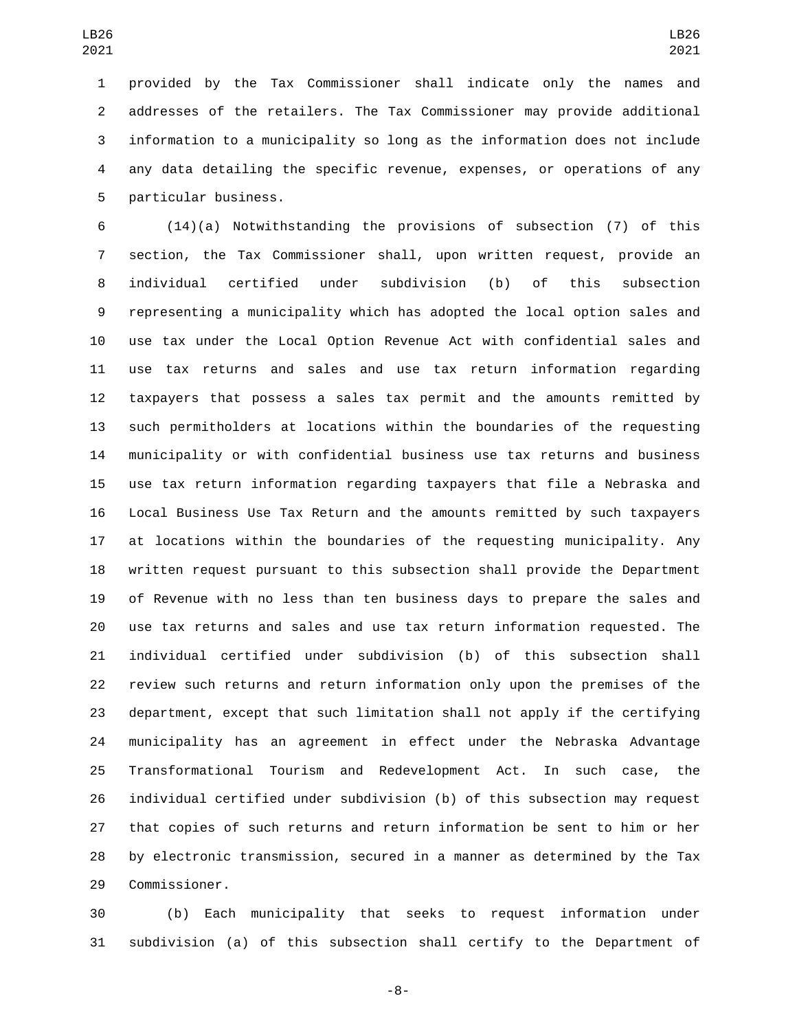provided by the Tax Commissioner shall indicate only the names and addresses of the retailers. The Tax Commissioner may provide additional information to a municipality so long as the information does not include any data detailing the specific revenue, expenses, or operations of any particular business.

(14)(a) Notwithstanding the provisions of subsection (7) of this section, the Tax Commissioner shall, upon written request, provide an individual certified under subdivision (b) of this subsection representing a municipality which has adopted the local option sales and use tax under the Local Option Revenue Act with confidential sales and use tax returns and sales and use tax return information regarding taxpayers that possess a sales tax permit and the amounts remitted by such permitholders at locations within the boundaries of the requesting municipality or with confidential business use tax returns and business use tax return information regarding taxpayers that file a Nebraska and Local Business Use Tax Return and the amounts remitted by such taxpayers at locations within the boundaries of the requesting municipality. Any written request pursuant to this subsection shall provide the Department of Revenue with no less than ten business days to prepare the sales and use tax returns and sales and use tax return information requested. The individual certified under subdivision (b) of this subsection shall review such returns and return information only upon the premises of the department, except that such limitation shall not apply if the certifying municipality has an agreement in effect under the Nebraska Advantage Transformational Tourism and Redevelopment Act. In such case, the individual certified under subdivision (b) of this subsection may request that copies of such returns and return information be sent to him or her by electronic transmission, secured in a manner as determined by the Tax Commissioner.

(b) Each municipality that seeks to request information under subdivision (a) of this subsection shall certify to the Department of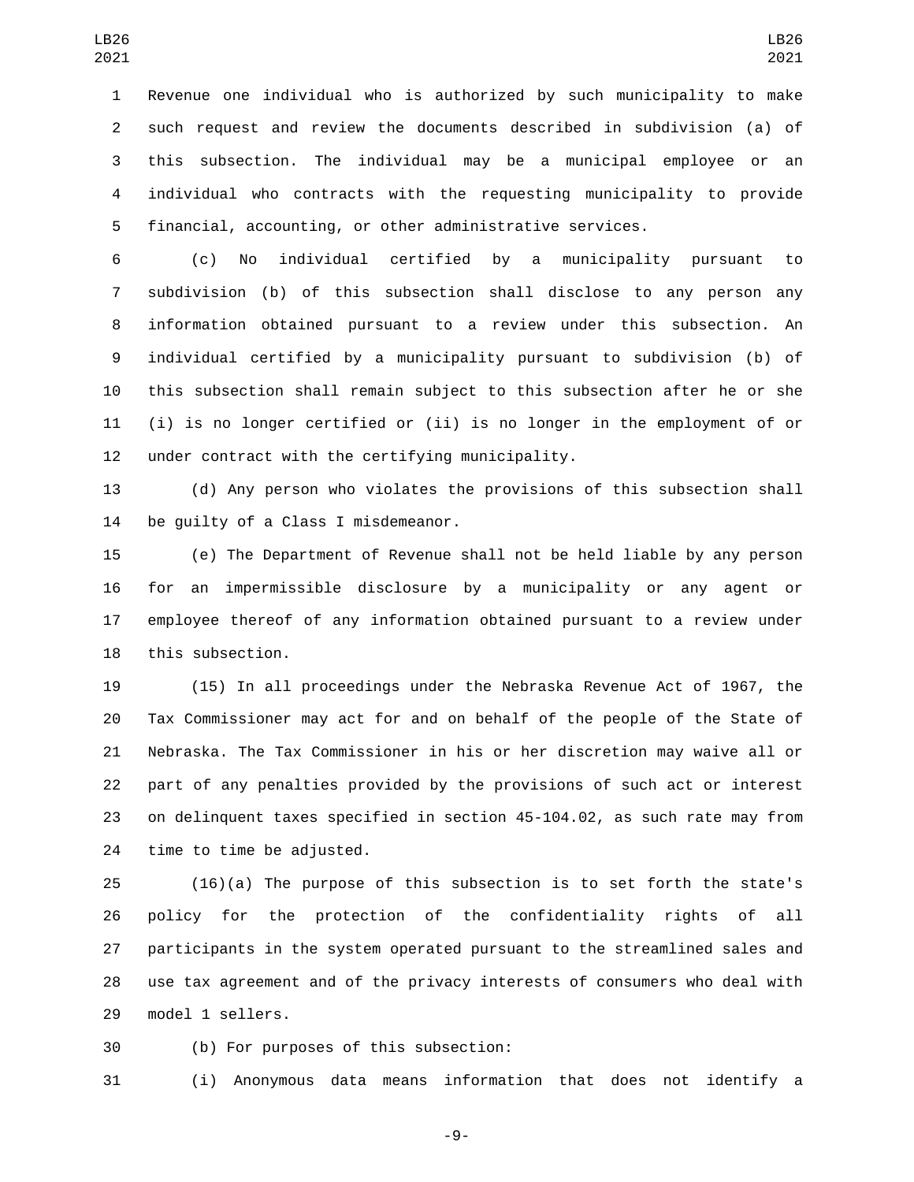Revenue one individual who is authorized by such municipality to make such request and review the documents described in subdivision (a) of this subsection. The individual may be a municipal employee or an individual who contracts with the requesting municipality to provide financial, accounting, or other administrative services.

(c) No individual certified by a municipality pursuant to subdivision (b) of this subsection shall disclose to any person any information obtained pursuant to a review under this subsection. An individual certified by a municipality pursuant to subdivision (b) of this subsection shall remain subject to this subsection after he or she (i) is no longer certified or (ii) is no longer in the employment of or under contract with the certifying municipality.

(d) Any person who violates the provisions of this subsection shall be guilty of a Class I misdemeanor.

(e) The Department of Revenue shall not be held liable by any person for an impermissible disclosure by a municipality or any agent or employee thereof of any information obtained pursuant to a review under this subsection.

(15) In all proceedings under the Nebraska Revenue Act of 1967, the Tax Commissioner may act for and on behalf of the people of the State of Nebraska. The Tax Commissioner in his or her discretion may waive all or part of any penalties provided by the provisions of such act or interest on delinquent taxes specified in section 45-104.02, as such rate may from time to time be adjusted.

(16)(a) The purpose of this subsection is to set forth the state's policy for the protection of the confidentiality rights of all participants in the system operated pursuant to the streamlined sales and use tax agreement and of the privacy interests of consumers who deal with model 1 sellers.

(b) For purposes of this subsection:

(i) Anonymous data means information that does not identify a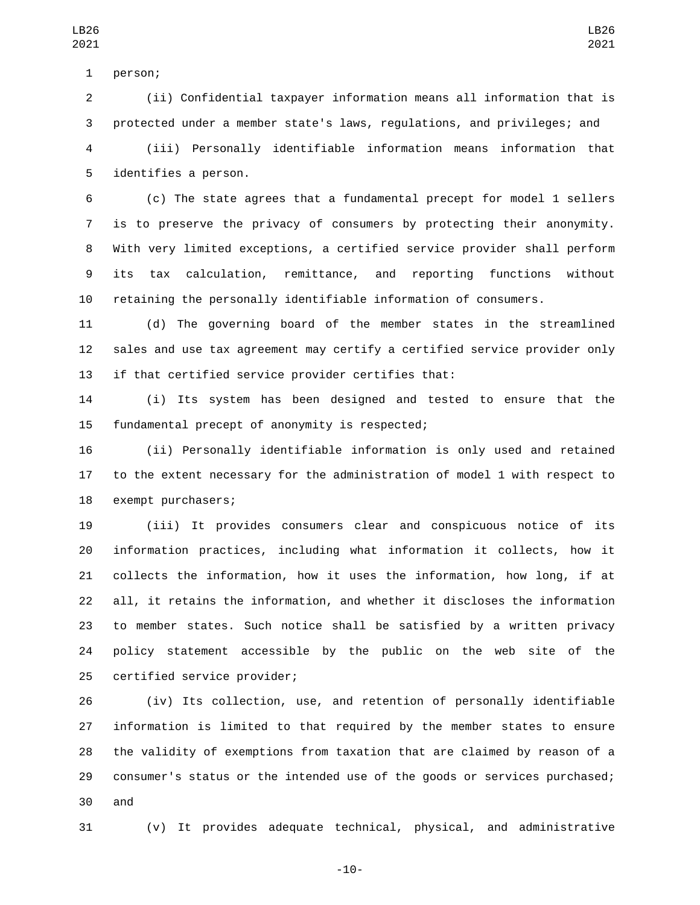person;

(ii) Confidential taxpayer information means all information that is protected under a member state's laws, regulations, and privileges; and

(iii) Personally identifiable information means information that identifies a person.

(c) The state agrees that a fundamental precept for model 1 sellers is to preserve the privacy of consumers by protecting their anonymity. With very limited exceptions, a certified service provider shall perform its tax calculation, remittance, and reporting functions without retaining the personally identifiable information of consumers.

(d) The governing board of the member states in the streamlined sales and use tax agreement may certify a certified service provider only if that certified service provider certifies that:

(i) Its system has been designed and tested to ensure that the fundamental precept of anonymity is respected;

(ii) Personally identifiable information is only used and retained to the extent necessary for the administration of model 1 with respect to exempt purchasers;

(iii) It provides consumers clear and conspicuous notice of its information practices, including what information it collects, how it collects the information, how it uses the information, how long, if at all, it retains the information, and whether it discloses the information to member states. Such notice shall be satisfied by a written privacy policy statement accessible by the public on the web site of the certified service provider;

(iv) Its collection, use, and retention of personally identifiable information is limited to that required by the member states to ensure the validity of exemptions from taxation that are claimed by reason of a consumer's status or the intended use of the goods or services purchased; and

(v) It provides adequate technical, physical, and administrative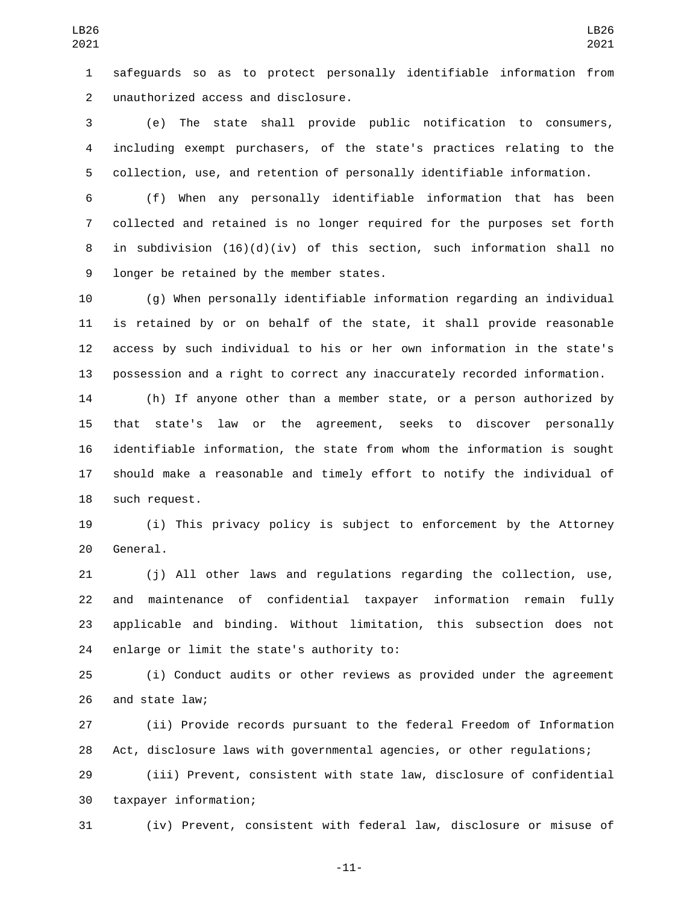safeguards so as to protect personally identifiable information from unauthorized access and disclosure.

(e) The state shall provide public notification to consumers, including exempt purchasers, of the state's practices relating to the collection, use, and retention of personally identifiable information.

(f) When any personally identifiable information that has been collected and retained is no longer required for the purposes set forth in subdivision (16)(d)(iv) of this section, such information shall no longer be retained by the member states.

(g) When personally identifiable information regarding an individual is retained by or on behalf of the state, it shall provide reasonable access by such individual to his or her own information in the state's possession and a right to correct any inaccurately recorded information.

(h) If anyone other than a member state, or a person authorized by that state's law or the agreement, seeks to discover personally identifiable information, the state from whom the information is sought should make a reasonable and timely effort to notify the individual of such request.

(i) This privacy policy is subject to enforcement by the Attorney General.

(j) All other laws and regulations regarding the collection, use, and maintenance of confidential taxpayer information remain fully applicable and binding. Without limitation, this subsection does not enlarge or limit the state's authority to:

(i) Conduct audits or other reviews as provided under the agreement and state law;

(ii) Provide records pursuant to the federal Freedom of Information Act, disclosure laws with governmental agencies, or other regulations;

(iii) Prevent, consistent with state law, disclosure of confidential taxpayer information;

(iv) Prevent, consistent with federal law, disclosure or misuse of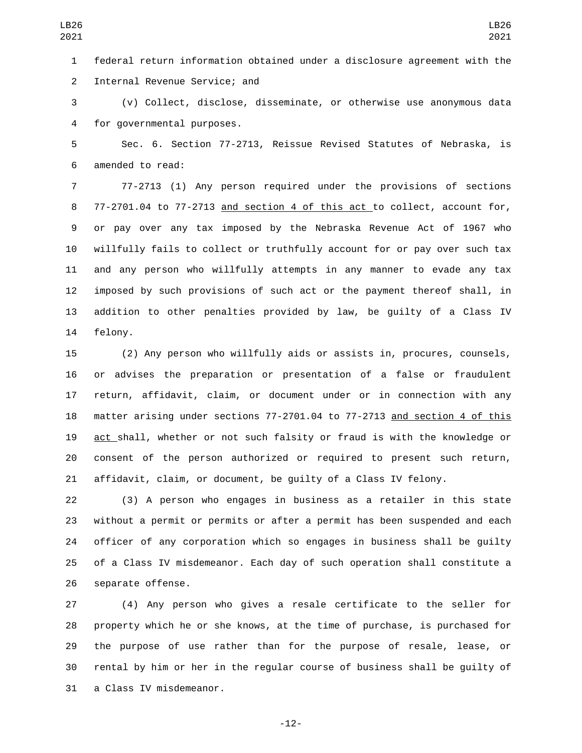federal return information obtained under a disclosure agreement with the Internal Revenue Service; and

(v) Collect, disclose, disseminate, or otherwise use anonymous data for governmental purposes.

Sec. 6. Section 77-2713, Reissue Revised Statutes of Nebraska, is amended to read:

77-2713 (1) Any person required under the provisions of sections 77-2701.04 to 77-2713 and section 4 of this act to collect, account for, or pay over any tax imposed by the Nebraska Revenue Act of 1967 who willfully fails to collect or truthfully account for or pay over such tax and any person who willfully attempts in any manner to evade any tax imposed by such provisions of such act or the payment thereof shall, in addition to other penalties provided by law, be guilty of a Class IV felony.

(2) Any person who willfully aids or assists in, procures, counsels, or advises the preparation or presentation of a false or fraudulent return, affidavit, claim, or document under or in connection with any matter arising under sections 77-2701.04 to 77-2713 and section 4 of this act shall, whether or not such falsity or fraud is with the knowledge or consent of the person authorized or required to present such return, affidavit, claim, or document, be guilty of a Class IV felony.

(3) A person who engages in business as a retailer in this state without a permit or permits or after a permit has been suspended and each officer of any corporation which so engages in business shall be guilty of a Class IV misdemeanor. Each day of such operation shall constitute a separate offense.

(4) Any person who gives a resale certificate to the seller for property which he or she knows, at the time of purchase, is purchased for the purpose of use rather than for the purpose of resale, lease, or rental by him or her in the regular course of business shall be guilty of a Class IV misdemeanor.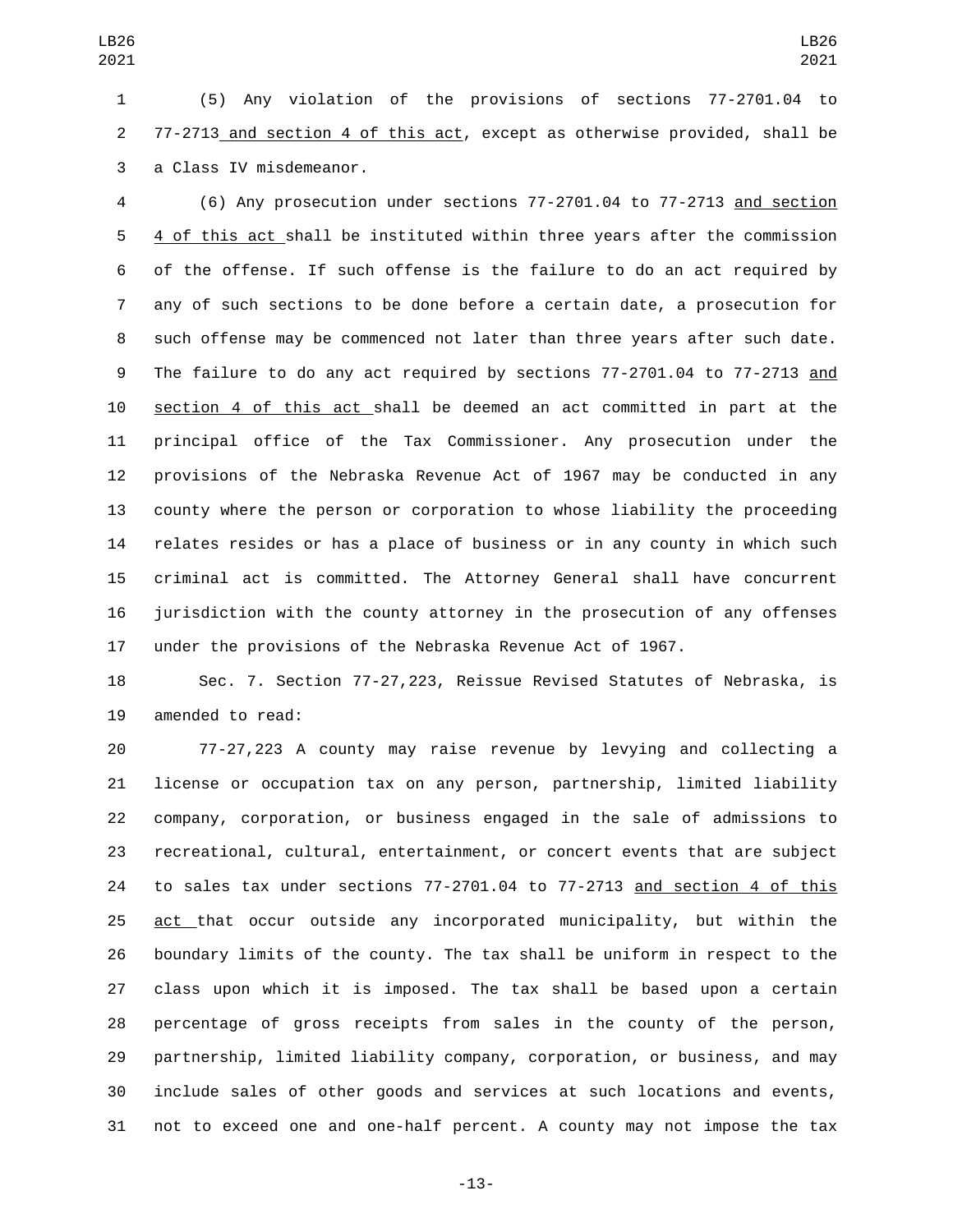(5) Any violation of the provisions of sections 77-2701.04 to 77-2713 and section 4 of this act, except as otherwise provided, shall be a Class IV misdemeanor.

(6) Any prosecution under sections 77-2701.04 to 77-2713 and section 4 of this act shall be instituted within three years after the commission of the offense. If such offense is the failure to do an act required by any of such sections to be done before a certain date, a prosecution for such offense may be commenced not later than three years after such date. The failure to do any act required by sections 77-2701.04 to 77-2713 and section 4 of this act shall be deemed an act committed in part at the principal office of the Tax Commissioner. Any prosecution under the provisions of the Nebraska Revenue Act of 1967 may be conducted in any county where the person or corporation to whose liability the proceeding relates resides or has a place of business or in any county in which such criminal act is committed. The Attorney General shall have concurrent jurisdiction with the county attorney in the prosecution of any offenses under the provisions of the Nebraska Revenue Act of 1967.

Sec. 7. Section 77-27,223, Reissue Revised Statutes of Nebraska, is amended to read:

77-27,223 A county may raise revenue by levying and collecting a license or occupation tax on any person, partnership, limited liability company, corporation, or business engaged in the sale of admissions to recreational, cultural, entertainment, or concert events that are subject to sales tax under sections 77-2701.04 to 77-2713 and section 4 of this act that occur outside any incorporated municipality, but within the boundary limits of the county. The tax shall be uniform in respect to the class upon which it is imposed. The tax shall be based upon a certain percentage of gross receipts from sales in the county of the person, partnership, limited liability company, corporation, or business, and may include sales of other goods and services at such locations and events, not to exceed one and one-half percent. A county may not impose the tax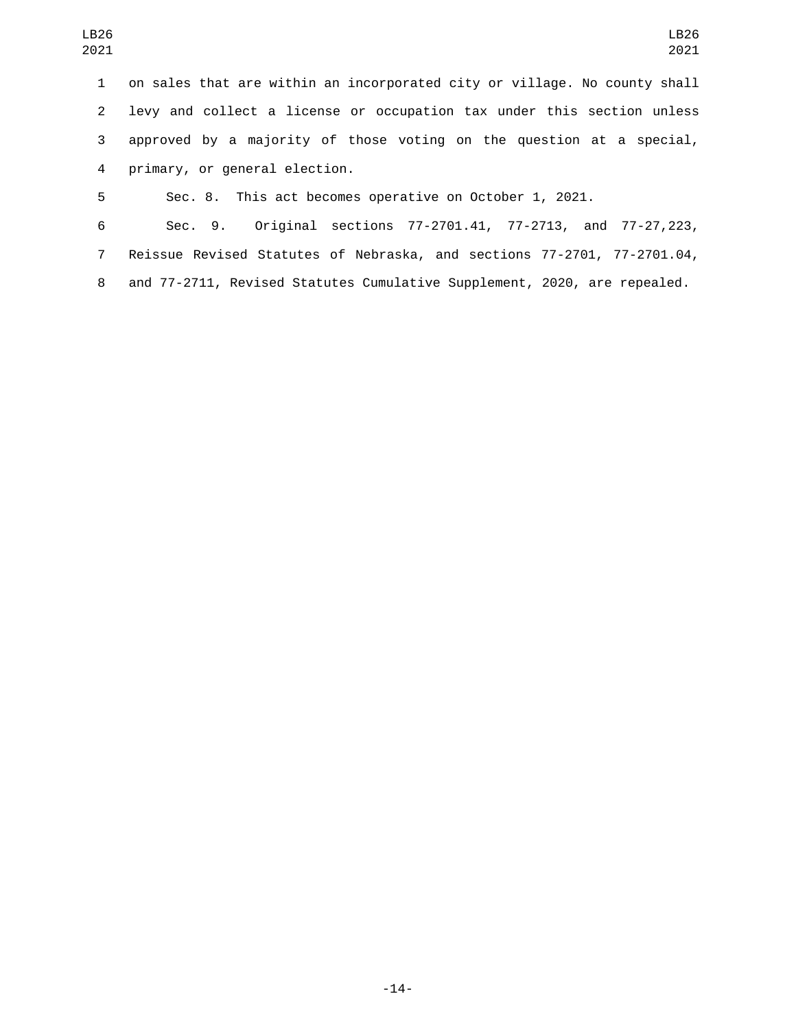on sales that are within an incorporated city or village. No county shall levy and collect a license or occupation tax under this section unless approved by a majority of those voting on the question at a special, primary, or general election.

Sec. 8. This act becomes operative on October 1, 2021.

Sec. 9. Original sections 77-2701.41, 77-2713, and 77-27,223, Reissue Revised Statutes of Nebraska, and sections 77-2701, 77-2701.04, and 77-2711, Revised Statutes Cumulative Supplement, 2020, are repealed.